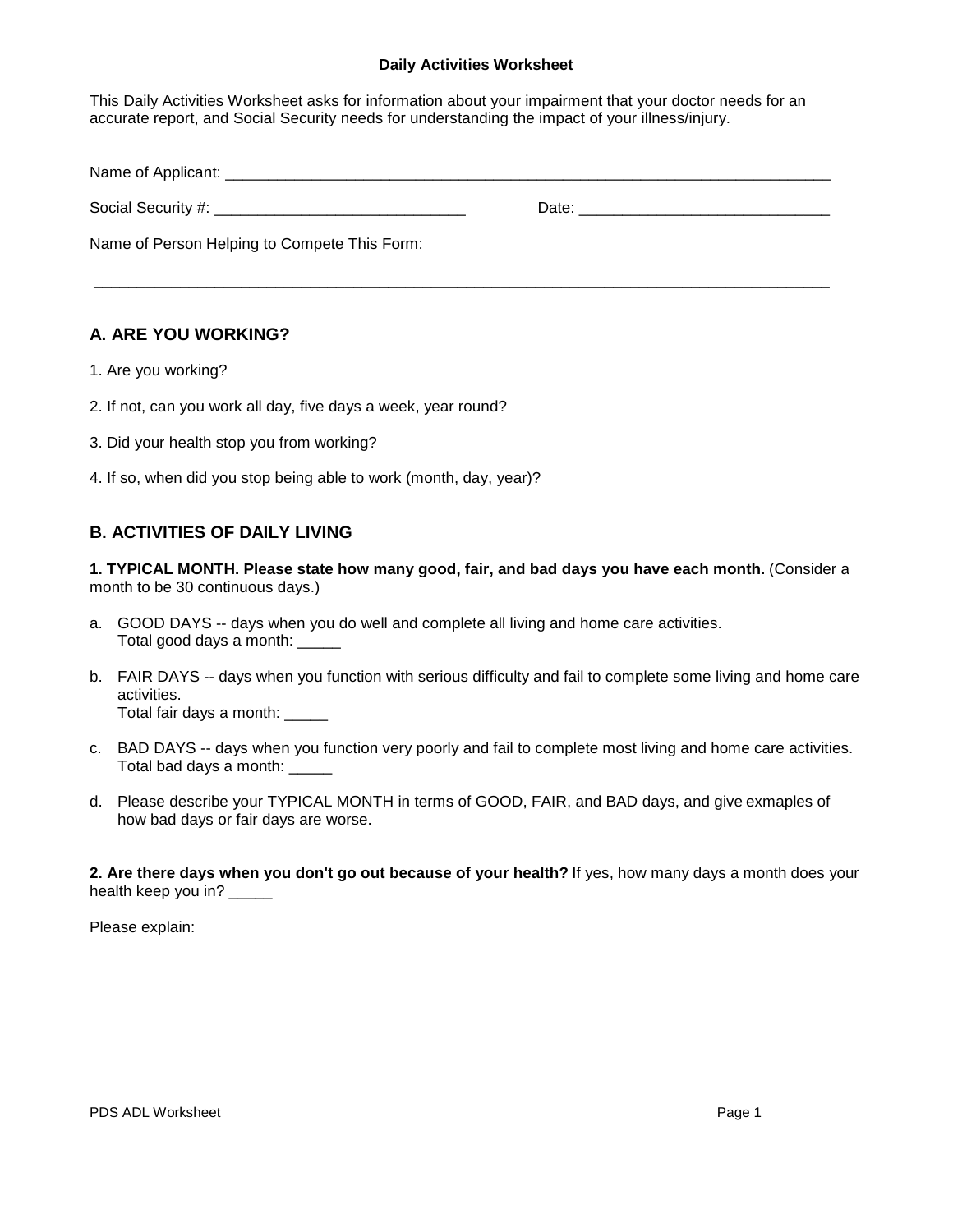# Daily Activities Worksheet

This Daily Activities Worksheet asks for information about your impairment that your doctor needs for an accurate report, and Social Security needs for understanding the impact of your illness/injury.

Name of Applicant: ___________________________________________________________________________

Social Security #: _____________________________ Date: _____________________________

Name of Person Helping to Compete This Form:

_________________________________________________________________________________________

## A. ARE YOU WORKING?

1. Are you working?

2. If not, can you work all day, five days a week, year round?

3. Did your health stop you from working?

4. If so, when did you stop being able to work (month, day, year)?

## B. ACTIVITIES OF DAILY LIVING

**1. TYPICAL MONTH. Please state how many good, fair, and bad days you have each month.** (Consider a month to be 30 continuous days.)

a. GOOD DAYS -- days when you do well and complete all living and home care activities.
   Total good days a month: _____

b. FAIR DAYS -- days when you function with serious difficulty and fail to complete some living and home care activities.
   Total fair days a month: _____

c. BAD DAYS -- days when you function very poorly and fail to complete most living and home care activities.
   Total bad days a month: _____

d. Please describe your TYPICAL MONTH in terms of GOOD, FAIR, and BAD days, and give exmaples of how bad days or fair days are worse.

**2. Are there days when you don't go out because of your health?** If yes, how many days a month does your health keep you in? _____

Please explain: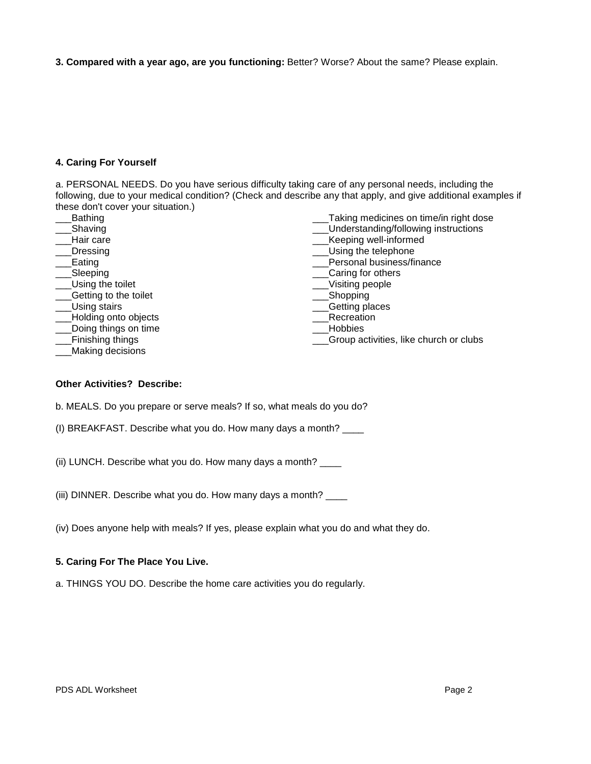**3. Compared with a year ago, are you functioning:** Better? Worse? About the same? Please explain.

**4. Caring For Yourself**

a. PERSONAL NEEDS. Do you have serious difficulty taking care of any personal needs, including the following, due to your medical condition? (Check and describe any that apply, and give additional examples if these don't cover your situation.)

___Bathing
___Shaving
___Hair care
___Dressing
___Eating
___Sleeping
___Using the toilet
___Getting to the toilet
___Using stairs
___Holding onto objects
___Doing things on time
___Finishing things
___Making decisions

___Taking medicines on time/in right dose
___Understanding/following instructions
___Keeping well-informed
___Using the telephone
___Personal business/finance
___Caring for others
___Visiting people
___Shopping
___Getting places
___Recreation
___Hobbies
___Group activities, like church or clubs

**Other Activities? Describe:**

b. MEALS. Do you prepare or serve meals? If so, what meals do you do?

(I) BREAKFAST. Describe what you do. How many days a month? ____

(ii) LUNCH. Describe what you do. How many days a month? ____

(iii) DINNER. Describe what you do. How many days a month? ____

(iv) Does anyone help with meals? If yes, please explain what you do and what they do.

**5. Caring For The Place You Live.**

a. THINGS YOU DO. Describe the home care activities you do regularly.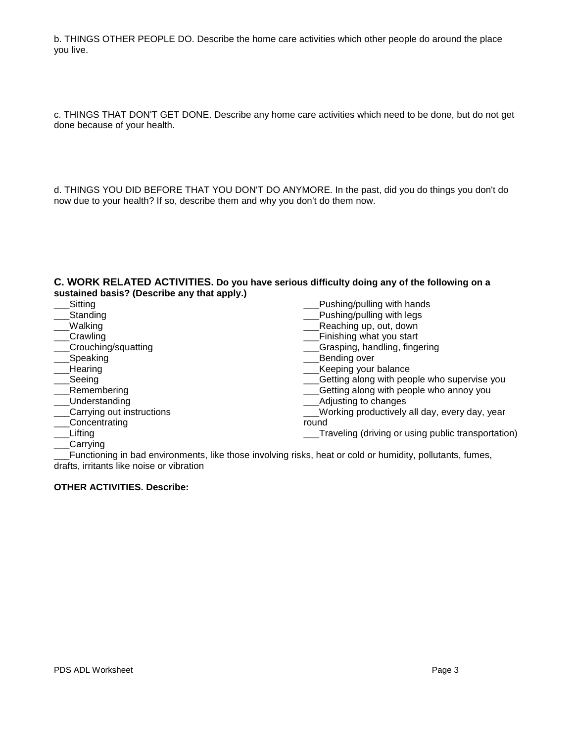b. THINGS OTHER PEOPLE DO. Describe the home care activities which other people do around the place you live.

c. THINGS THAT DON'T GET DONE. Describe any home care activities which need to be done, but do not get done because of your health.

d. THINGS YOU DID BEFORE THAT YOU DON'T DO ANYMORE. In the past, did you do things you don't do now due to your health? If so, describe them and why you don't do them now.

### C. WORK RELATED ACTIVITIES. **Do you have serious difficulty doing any of the following on a sustained basis? (Describe any that apply.)**

___Sitting
___Standing
___Walking
___Crawling
___Crouching/squatting
___Speaking
___Hearing
___Seeing
___Remembering
___Understanding
___Carrying out instructions
___Concentrating
___Lifting
___Carrying
___Pushing/pulling with hands
___Pushing/pulling with legs
___Reaching up, out, down
___Finishing what you start
___Grasping, handling, fingering
___Bending over
___Keeping your balance
___Getting along with people who supervise you
___Getting along with people who annoy you
___Adjusting to changes
___Working productively all day, every day, year round
___Traveling (driving or using public transportation)
___Functioning in bad environments, like those involving risks, heat or cold or humidity, pollutants, fumes, drafts, irritants like noise or vibration

**OTHER ACTIVITIES. Describe:**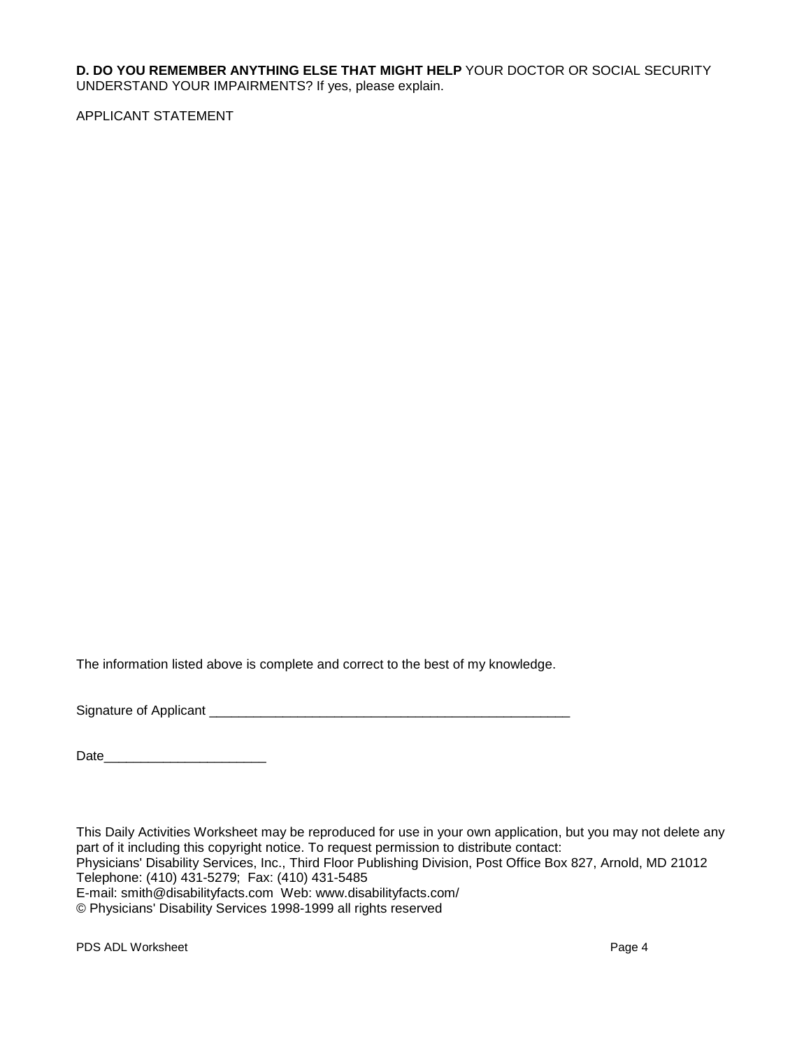**D. DO YOU REMEMBER ANYTHING ELSE THAT MIGHT HELP** YOUR DOCTOR OR SOCIAL SECURITY UNDERSTAND YOUR IMPAIRMENTS? If yes, please explain.

APPLICANT STATEMENT

The information listed above is complete and correct to the best of my knowledge.

Signature of Applicant ___________________________________________________

Date______________________

This Daily Activities Worksheet may be reproduced for use in your own application, but you may not delete any part of it including this copyright notice. To request permission to distribute contact:
Physicians' Disability Services, Inc., Third Floor Publishing Division, Post Office Box 827, Arnold, MD 21012
Telephone: (410) 431-5279; Fax: (410) 431-5485
E-mail: smith@disabilityfacts.com Web: www.disabilityfacts.com/
© Physicians' Disability Services 1998-1999 all rights reserved